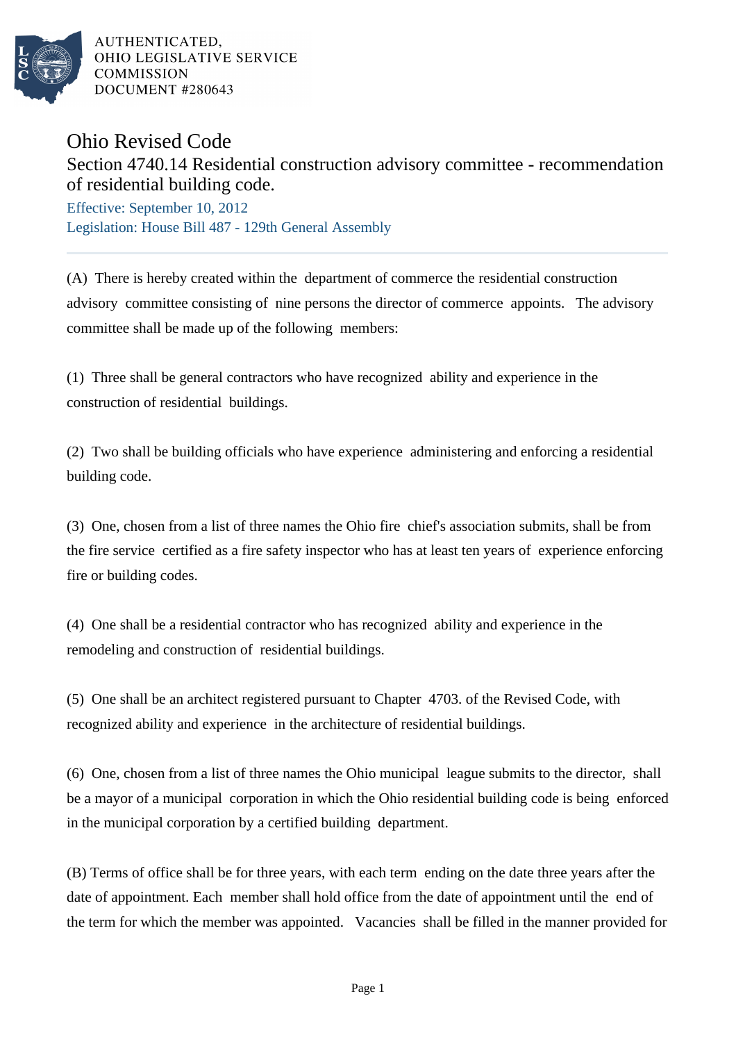AUTHENTICATED,
OHIO LEGISLATIVE SERVICE
COMMISSION
DOCUMENT #280643

# Ohio Revised Code

## Section 4740.14 Residential construction advisory committee - recommendation of residential building code.

Effective: September 10, 2012

Legislation: House Bill 487 - 129th General Assembly

---

(A) There is hereby created within the department of commerce the residential construction advisory committee consisting of nine persons the director of commerce appoints. The advisory committee shall be made up of the following members:

(1) Three shall be general contractors who have recognized ability and experience in the construction of residential buildings.

(2) Two shall be building officials who have experience administering and enforcing a residential building code.

(3) One, chosen from a list of three names the Ohio fire chief's association submits, shall be from the fire service certified as a fire safety inspector who has at least ten years of experience enforcing fire or building codes.

(4) One shall be a residential contractor who has recognized ability and experience in the remodeling and construction of residential buildings.

(5) One shall be an architect registered pursuant to Chapter 4703. of the Revised Code, with recognized ability and experience in the architecture of residential buildings.

(6) One, chosen from a list of three names the Ohio municipal league submits to the director, shall be a mayor of a municipal corporation in which the Ohio residential building code is being enforced in the municipal corporation by a certified building department.

(B) Terms of office shall be for three years, with each term ending on the date three years after the date of appointment. Each member shall hold office from the date of appointment until the end of the term for which the member was appointed. Vacancies shall be filled in the manner provided for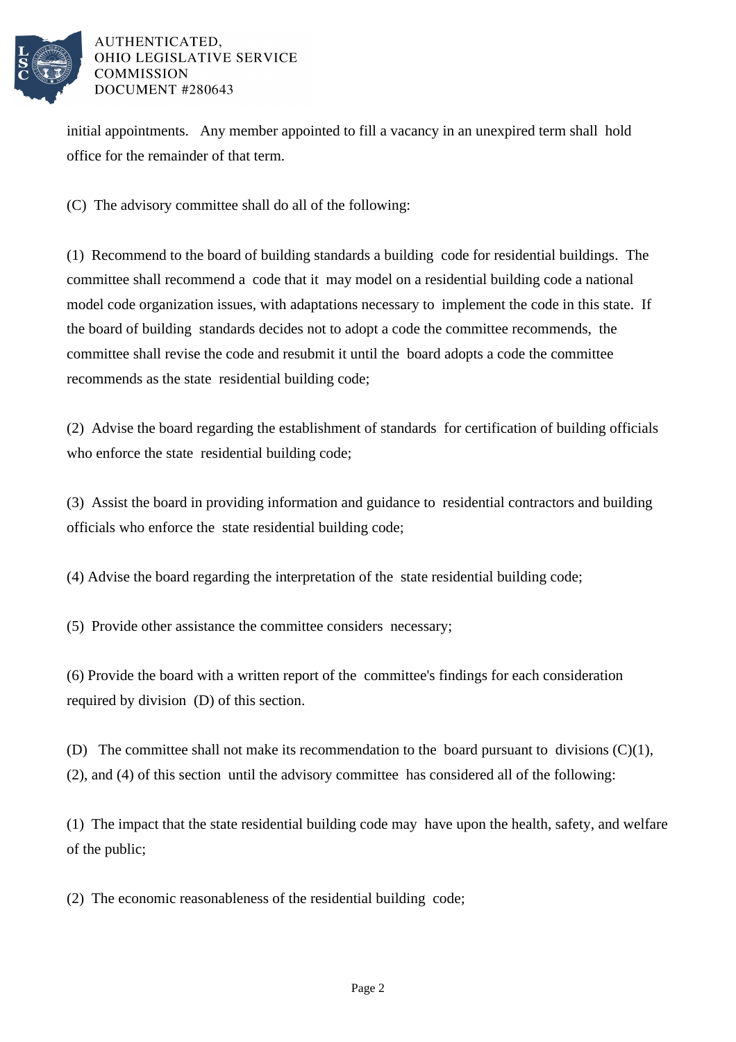initial appointments. Any member appointed to fill a vacancy in an unexpired term shall hold office for the remainder of that term.

(C) The advisory committee shall do all of the following:

(1) Recommend to the board of building standards a building code for residential buildings. The committee shall recommend a code that it may model on a residential building code a national model code organization issues, with adaptations necessary to implement the code in this state. If the board of building standards decides not to adopt a code the committee recommends, the committee shall revise the code and resubmit it until the board adopts a code the committee recommends as the state residential building code;

(2) Advise the board regarding the establishment of standards for certification of building officials who enforce the state residential building code;

(3) Assist the board in providing information and guidance to residential contractors and building officials who enforce the state residential building code;

(4) Advise the board regarding the interpretation of the state residential building code;

(5) Provide other assistance the committee considers necessary;

(6) Provide the board with a written report of the committee's findings for each consideration required by division (D) of this section.

(D) The committee shall not make its recommendation to the board pursuant to divisions (C)(1), (2), and (4) of this section until the advisory committee has considered all of the following:

(1) The impact that the state residential building code may have upon the health, safety, and welfare of the public;

(2) The economic reasonableness of the residential building code;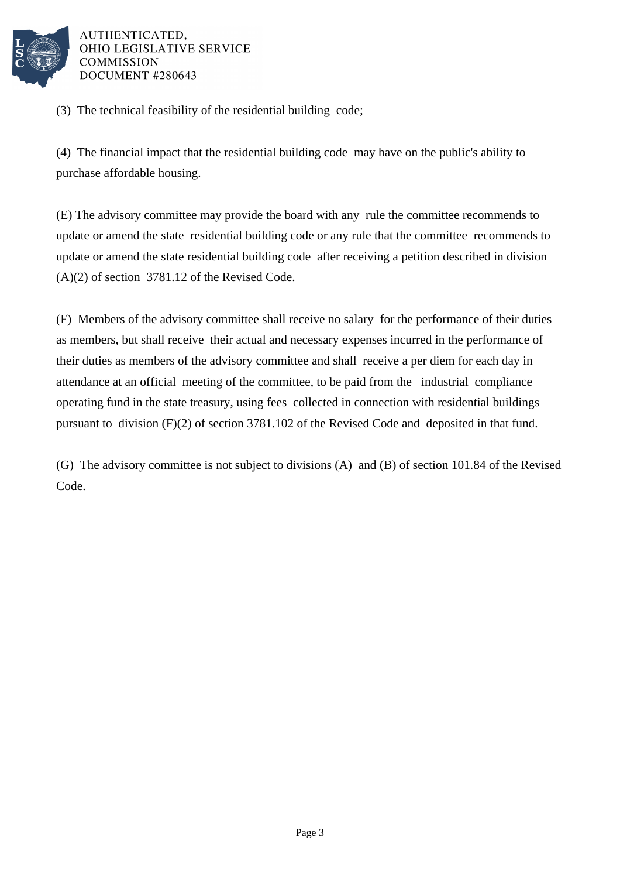(3) The technical feasibility of the residential building code;

(4) The financial impact that the residential building code may have on the public's ability to purchase affordable housing.

(E) The advisory committee may provide the board with any rule the committee recommends to update or amend the state residential building code or any rule that the committee recommends to update or amend the state residential building code after receiving a petition described in division (A)(2) of section 3781.12 of the Revised Code.

(F) Members of the advisory committee shall receive no salary for the performance of their duties as members, but shall receive their actual and necessary expenses incurred in the performance of their duties as members of the advisory committee and shall receive a per diem for each day in attendance at an official meeting of the committee, to be paid from the industrial compliance operating fund in the state treasury, using fees collected in connection with residential buildings pursuant to division (F)(2) of section 3781.102 of the Revised Code and deposited in that fund.

(G) The advisory committee is not subject to divisions (A) and (B) of section 101.84 of the Revised Code.